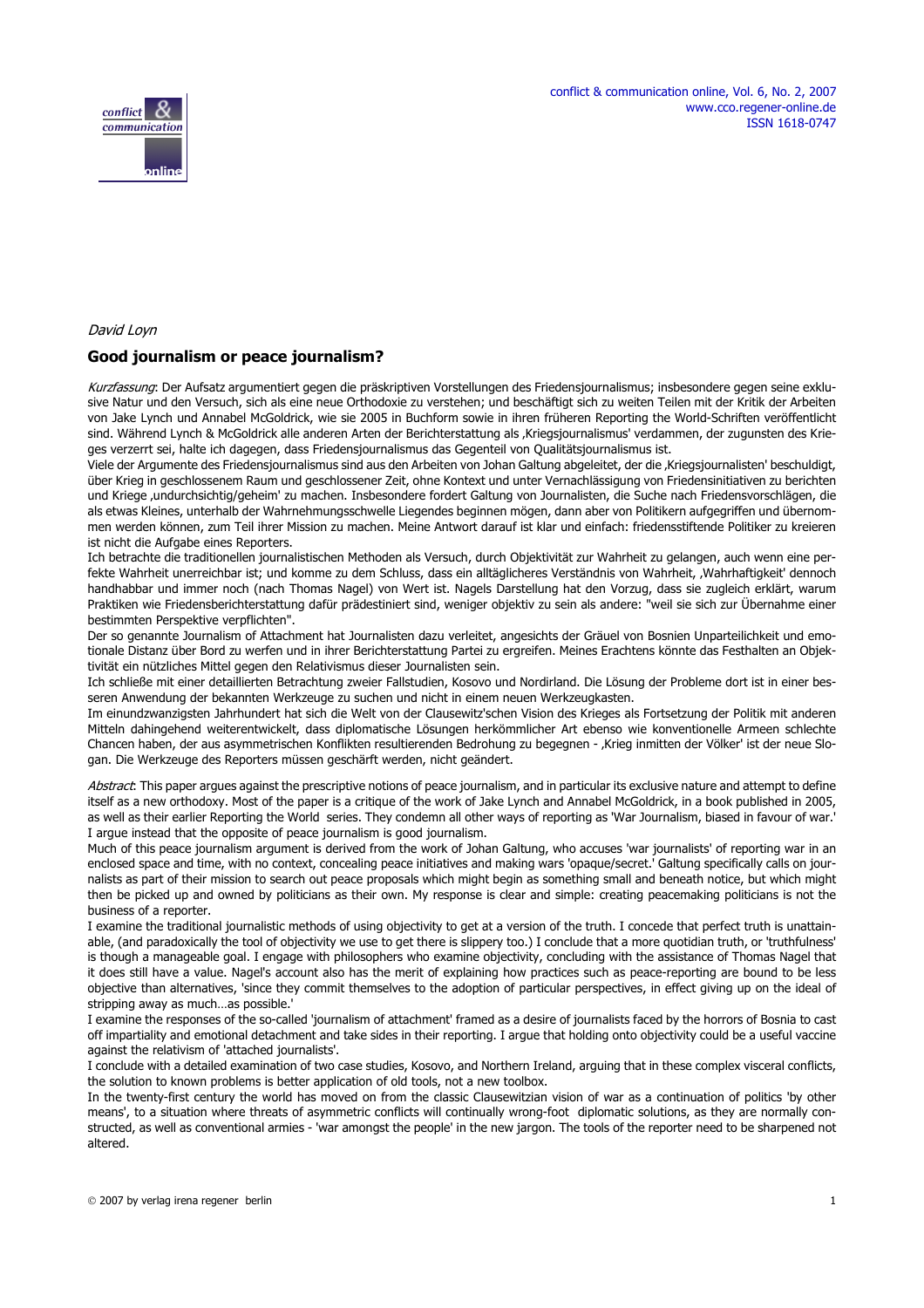*David Loyn*

## Good journalism or peace journalism?

*Kurzfassung*: Der Aufsatz argumentiert gegen die präskriptiven Vorstellungen des Friedensjournalismus; insbesondere gegen seine exklusive Natur und den Versuch, sich als eine neue Orthodoxie zu verstehen; und beschäftigt sich zu weiten Teilen mit der Kritik der Arbeiten von Jake Lynch und Annabel McGoldrick, wie sie 2005 in Buchform sowie in ihren früheren Reporting the World-Schriften veröffentlicht sind. Während Lynch & McGoldrick alle anderen Arten der Berichterstattung als ‚Kriegsjournalismus' verdammen, der zugunsten des Krieges verzerrt sei, halte ich dagegen, dass Friedensjournalismus das Gegenteil von Qualitätsjournalismus ist.

Viele der Argumente des Friedensjournalismus sind aus den Arbeiten von Johan Galtung abgeleitet, der die ‚Kriegsjournalisten' beschuldigt, über Krieg in geschlossenem Raum und geschlossener Zeit, ohne Kontext und unter Vernachlässigung von Friedensinitiativen zu berichten und Kriege ‚undurchsichtig/geheim' zu machen. Insbesondere fordert Galtung von Journalisten, die Suche nach Friedensvorschlägen, die als etwas Kleines, unterhalb der Wahrnehmungsschwelle Liegendes beginnen mögen, dann aber von Politikern aufgegriffen und übernommen werden können, zum Teil ihrer Mission zu machen. Meine Antwort darauf ist klar und einfach: friedensstiftende Politiker zu kreieren ist nicht die Aufgabe eines Reporters.

Ich betrachte die traditionellen journalistischen Methoden als Versuch, durch Objektivität zur Wahrheit zu gelangen, auch wenn eine perfekte Wahrheit unerreichbar ist; und komme zu dem Schluss, dass ein alltäglicheres Verständnis von Wahrheit, ‚Wahrhaftigkeit' dennoch handhabbar und immer noch (nach Thomas Nagel) von Wert ist. Nagels Darstellung hat den Vorzug, dass sie zugleich erklärt, warum Praktiken wie Friedensberichterstattung dafür prädestiniert sind, weniger objektiv zu sein als andere: "weil sie sich zur Übernahme einer bestimmten Perspektive verpflichten".

Der so genannte Journalism of Attachment hat Journalisten dazu verleitet, angesichts der Gräuel von Bosnien Unparteilichkeit und emotionale Distanz über Bord zu werfen und in ihrer Berichterstattung Partei zu ergreifen. Meines Erachtens könnte das Festhalten an Objektivität ein nützliches Mittel gegen den Relativismus dieser Journalisten sein.

Ich schließe mit einer detaillierten Betrachtung zweier Fallstudien, Kosovo und Nordirland. Die Lösung der Probleme dort ist in einer besseren Anwendung der bekannten Werkzeuge zu suchen und nicht in einem neuen Werkzeugkasten.

Im einundzwanzigsten Jahrhundert hat sich die Welt von der Clausewitz'schen Vision des Krieges als Fortsetzung der Politik mit anderen Mitteln dahingehend weiterentwickelt, dass diplomatische Lösungen herkömmlicher Art ebenso wie konventionelle Armeen schlechte Chancen haben, der aus asymmetrischen Konflikten resultierenden Bedrohung zu begegnen - ‚Krieg inmitten der Völker' ist der neue Slogan. Die Werkzeuge des Reporters müssen geschärft werden, nicht geändert.

*Abstract*: This paper argues against the prescriptive notions of peace journalism, and in particular its exclusive nature and attempt to define itself as a new orthodoxy. Most of the paper is a critique of the work of Jake Lynch and Annabel McGoldrick, in a book published in 2005, as well as their earlier Reporting the World series. They condemn all other ways of reporting as 'War Journalism, biased in favour of war.' I argue instead that the opposite of peace journalism is good journalism.

Much of this peace journalism argument is derived from the work of Johan Galtung, who accuses 'war journalists' of reporting war in an enclosed space and time, with no context, concealing peace initiatives and making wars 'opaque/secret.' Galtung specifically calls on journalists as part of their mission to search out peace proposals which might begin as something small and beneath notice, but which might then be picked up and owned by politicians as their own. My response is clear and simple: creating peacemaking politicians is not the business of a reporter.

I examine the traditional journalistic methods of using objectivity to get at a version of the truth. I concede that perfect truth is unattainable, (and paradoxically the tool of objectivity we use to get there is slippery too.) I conclude that a more quotidian truth, or 'truthfulness' is though a manageable goal. I engage with philosophers who examine objectivity, concluding with the assistance of Thomas Nagel that it does still have a value. Nagel's account also has the merit of explaining how practices such as peace-reporting are bound to be less objective than alternatives, 'since they commit themselves to the adoption of particular perspectives, in effect giving up on the ideal of stripping away as much…as possible.'

I examine the responses of the so-called 'journalism of attachment' framed as a desire of journalists faced by the horrors of Bosnia to cast off impartiality and emotional detachment and take sides in their reporting. I argue that holding onto objectivity could be a useful vaccine against the relativism of 'attached journalists'.

I conclude with a detailed examination of two case studies, Kosovo, and Northern Ireland, arguing that in these complex visceral conflicts, the solution to known problems is better application of old tools, not a new toolbox.

In the twenty-first century the world has moved on from the classic Clausewitzian vision of war as a continuation of politics 'by other means', to a situation where threats of asymmetric conflicts will continually wrong-foot diplomatic solutions, as they are normally constructed, as well as conventional armies - 'war amongst the people' in the new jargon. The tools of the reporter need to be sharpened not altered.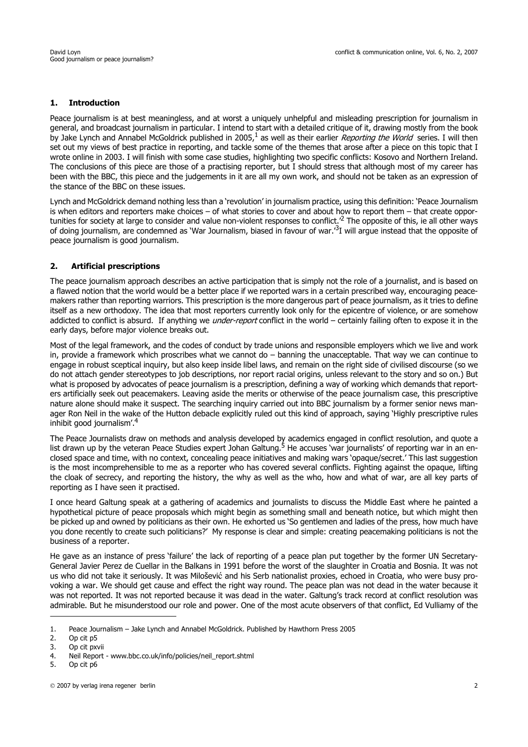## 1. Introduction

Peace journalism is at best meaningless, and at worst a uniquely unhelpful and misleading prescription for journalism in general, and broadcast journalism in particular. I intend to start with a detailed critique of it, drawing mostly from the book by Jake Lynch and Annabel McGoldrick published in 2005,[1] as well as their earlier *Reporting the World* series. I will then set out my views of best practice in reporting, and tackle some of the themes that arose after a piece on this topic that I wrote online in 2003. I will finish with some case studies, highlighting two specific conflicts: Kosovo and Northern Ireland. The conclusions of this piece are those of a practising reporter, but I should stress that although most of my career has been with the BBC, this piece and the judgements in it are all my own work, and should not be taken as an expression of the stance of the BBC on these issues.

Lynch and McGoldrick demand nothing less than a 'revolution' in journalism practice, using this definition: 'Peace Journalism is when editors and reporters make choices – of what stories to cover and about how to report them – that create opportunities for society at large to consider and value non-violent responses to conflict.'[2] The opposite of this, ie all other ways of doing journalism, are condemned as 'War Journalism, biased in favour of war.'[3] I will argue instead that the opposite of peace journalism is good journalism.

## 2. Artificial prescriptions

The peace journalism approach describes an active participation that is simply not the role of a journalist, and is based on a flawed notion that the world would be a better place if we reported wars in a certain prescribed way, encouraging peacemakers rather than reporting warriors. This prescription is the more dangerous part of peace journalism, as it tries to define itself as a new orthodoxy. The idea that most reporters currently look only for the epicentre of violence, or are somehow addicted to conflict is absurd. If anything we *under-report* conflict in the world – certainly failing often to expose it in the early days, before major violence breaks out.

Most of the legal framework, and the codes of conduct by trade unions and responsible employers which we live and work in, provide a framework which proscribes what we cannot do – banning the unacceptable. That way we can continue to engage in robust sceptical inquiry, but also keep inside libel laws, and remain on the right side of civilised discourse (so we do not attach gender stereotypes to job descriptions, nor report racial origins, unless relevant to the story and so on.) But what is proposed by advocates of peace journalism is a prescription, defining a way of working which demands that reporters artificially seek out peacemakers. Leaving aside the merits or otherwise of the peace journalism case, this prescriptive nature alone should make it suspect. The searching inquiry carried out into BBC journalism by a former senior news manager Ron Neil in the wake of the Hutton debacle explicitly ruled out this kind of approach, saying 'Highly prescriptive rules inhibit good journalism'.[4]

The Peace Journalists draw on methods and analysis developed by academics engaged in conflict resolution, and quote a list drawn up by the veteran Peace Studies expert Johan Galtung.[5] He accuses 'war journalists' of reporting war in an enclosed space and time, with no context, concealing peace initiatives and making wars 'opaque/secret.' This last suggestion is the most incomprehensible to me as a reporter who has covered several conflicts. Fighting against the opaque, lifting the cloak of secrecy, and reporting the history, the why as well as the who, how and what of war, are all key parts of reporting as I have seen it practised.

I once heard Galtung speak at a gathering of academics and journalists to discuss the Middle East where he painted a hypothetical picture of peace proposals which might begin as something small and beneath notice, but which might then be picked up and owned by politicians as their own. He exhorted us 'So gentlemen and ladies of the press, how much have you done recently to create such politicians?' My response is clear and simple: creating peacemaking politicians is not the business of a reporter.

He gave as an instance of press 'failure' the lack of reporting of a peace plan put together by the former UN Secretary-General Javier Perez de Cuellar in the Balkans in 1991 before the worst of the slaughter in Croatia and Bosnia. It was not us who did not take it seriously. It was Milošević and his Serb nationalist proxies, echoed in Croatia, who were busy provoking a war. We should get cause and effect the right way round. The peace plan was not dead in the water because it was not reported. It was not reported because it was dead in the water. Galtung's track record at conflict resolution was admirable. But he misunderstood our role and power. One of the most acute observers of that conflict, Ed Vulliamy of the

---

1. Peace Journalism – Jake Lynch and Annabel McGoldrick. Published by Hawthorn Press 2005
2. Op cit p5
3. Op cit pxvii
4. Neil Report - www.bbc.co.uk/info/policies/neil_report.shtml
5. Op cit p6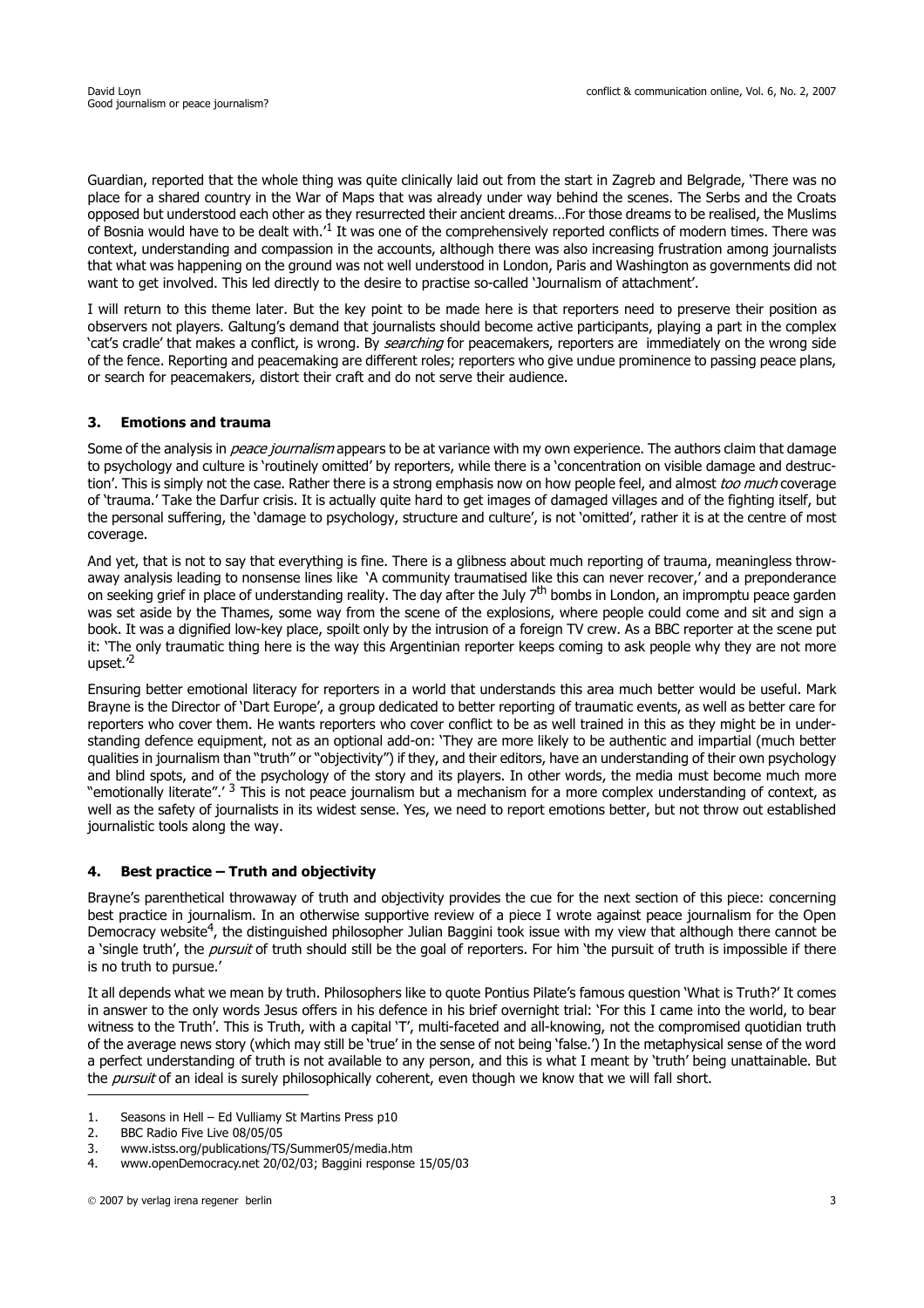Guardian, reported that the whole thing was quite clinically laid out from the start in Zagreb and Belgrade, 'There was no place for a shared country in the War of Maps that was already under way behind the scenes. The Serbs and the Croats opposed but understood each other as they resurrected their ancient dreams…For those dreams to be realised, the Muslims of Bosnia would have to be dealt with.'[1] It was one of the comprehensively reported conflicts of modern times. There was context, understanding and compassion in the accounts, although there was also increasing frustration among journalists that what was happening on the ground was not well understood in London, Paris and Washington as governments did not want to get involved. This led directly to the desire to practise so-called 'Journalism of attachment'.

I will return to this theme later. But the key point to be made here is that reporters need to preserve their position as observers not players. Galtung's demand that journalists should become active participants, playing a part in the complex 'cat's cradle' that makes a conflict, is wrong. By *searching* for peacemakers, reporters are immediately on the wrong side of the fence. Reporting and peacemaking are different roles; reporters who give undue prominence to passing peace plans, or search for peacemakers, distort their craft and do not serve their audience.

## 3. Emotions and trauma

Some of the analysis in *peace journalism* appears to be at variance with my own experience. The authors claim that damage to psychology and culture is 'routinely omitted' by reporters, while there is a 'concentration on visible damage and destruction'. This is simply not the case. Rather there is a strong emphasis now on how people feel, and almost *too much* coverage of 'trauma.' Take the Darfur crisis. It is actually quite hard to get images of damaged villages and of the fighting itself, but the personal suffering, the 'damage to psychology, structure and culture', is not 'omitted', rather it is at the centre of most coverage.

And yet, that is not to say that everything is fine. There is a glibness about much reporting of trauma, meaningless throw-away analysis leading to nonsense lines like 'A community traumatised like this can never recover,' and a preponderance on seeking grief in place of understanding reality. The day after the July 7th bombs in London, an impromptu peace garden was set aside by the Thames, some way from the scene of the explosions, where people could come and sit and sign a book. It was a dignified low-key place, spoilt only by the intrusion of a foreign TV crew. As a BBC reporter at the scene put it: 'The only traumatic thing here is the way this Argentinian reporter keeps coming to ask people why they are not more upset.'[2]

Ensuring better emotional literacy for reporters in a world that understands this area much better would be useful. Mark Brayne is the Director of 'Dart Europe', a group dedicated to better reporting of traumatic events, as well as better care for reporters who cover them. He wants reporters who cover conflict to be as well trained in this as they might be in understanding defence equipment, not as an optional add-on: 'They are more likely to be authentic and impartial (much better qualities in journalism than "truth" or "objectivity") if they, and their editors, have an understanding of their own psychology and blind spots, and of the psychology of the story and its players. In other words, the media must become much more "emotionally literate".'[3] This is not peace journalism but a mechanism for a more complex understanding of context, as well as the safety of journalists in its widest sense. Yes, we need to report emotions better, but not throw out established journalistic tools along the way.

## 4. Best practice – Truth and objectivity

Brayne's parenthetical throwaway of truth and objectivity provides the cue for the next section of this piece: concerning best practice in journalism. In an otherwise supportive review of a piece I wrote against peace journalism for the Open Democracy website[4], the distinguished philosopher Julian Baggini took issue with my view that although there cannot be a 'single truth', the *pursuit* of truth should still be the goal of reporters. For him 'the pursuit of truth is impossible if there is no truth to pursue.'

It all depends what we mean by truth. Philosophers like to quote Pontius Pilate's famous question 'What is Truth?' It comes in answer to the only words Jesus offers in his defence in his brief overnight trial: 'For this I came into the world, to bear witness to the Truth'. This is Truth, with a capital 'T', multi-faceted and all-knowing, not the compromised quotidian truth of the average news story (which may still be 'true' in the sense of not being 'false.') In the metaphysical sense of the word a perfect understanding of truth is not available to any person, and this is what I meant by 'truth' being unattainable. But the *pursuit* of an ideal is surely philosophically coherent, even though we know that we will fall short.

1. Seasons in Hell – Ed Vulliamy St Martins Press p10
2. BBC Radio Five Live 08/05/05
3. www.istss.org/publications/TS/Summer05/media.htm
4. www.openDemocracy.net 20/02/03; Baggini response 15/05/03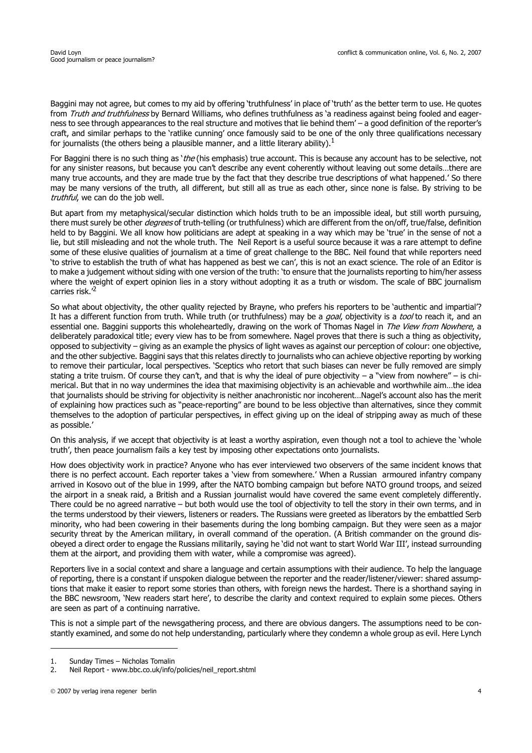Baggini may not agree, but comes to my aid by offering 'truthfulness' in place of 'truth' as the better term to use. He quotes from *Truth and truthfulness* by Bernard Williams, who defines truthfulness as 'a readiness against being fooled and eagerness to see through appearances to the real structure and motives that lie behind them' – a good definition of the reporter's craft, and similar perhaps to the 'ratlike cunning' once famously said to be one of the only three qualifications necessary for journalists (the others being a plausible manner, and a little literary ability).[1]

For Baggini there is no such thing as '*the* (his emphasis) true account. This is because any account has to be selective, not for any sinister reasons, but because you can't describe any event coherently without leaving out some details…there are many true accounts, and they are made true by the fact that they describe true descriptions of what happened.' So there may be many versions of the truth, all different, but still all as true as each other, since none is false. By striving to be *truthful*, we can do the job well.

But apart from my metaphysical/secular distinction which holds truth to be an impossible ideal, but still worth pursuing, there must surely be other *degrees* of truth-telling (or truthfulness) which are different from the on/off, true/false, definition held to by Baggini. We all know how politicians are adept at speaking in a way which may be 'true' in the sense of not a lie, but still misleading and not the whole truth. The Neil Report is a useful source because it was a rare attempt to define some of these elusive qualities of journalism at a time of great challenge to the BBC. Neil found that while reporters need 'to strive to establish the truth of what has happened as best we can', this is not an exact science. The role of an Editor is to make a judgement without siding with one version of the truth: 'to ensure that the journalists reporting to him/her assess where the weight of expert opinion lies in a story without adopting it as a truth or wisdom. The scale of BBC journalism carries risk.'[2]

So what about objectivity, the other quality rejected by Brayne, who prefers his reporters to be 'authentic and impartial'? It has a different function from truth. While truth (or truthfulness) may be a *goal*, objectivity is a *tool* to reach it, and an essential one. Baggini supports this wholeheartedly, drawing on the work of Thomas Nagel in *The View from Nowhere*, a deliberately paradoxical title; every view has to be from somewhere. Nagel proves that there is such a thing as objectivity, opposed to subjectivity – giving as an example the physics of light waves as against our perception of colour: one objective, and the other subjective. Baggini says that this relates directly to journalists who can achieve objective reporting by working to remove their particular, local perspectives. 'Sceptics who retort that such biases can never be fully removed are simply stating a trite truism. Of course they can't, and that is why the ideal of pure objectivity – a "view from nowhere" – is chimerical. But that in no way undermines the idea that maximising objectivity is an achievable and worthwhile aim…the idea that journalists should be striving for objectivity is neither anachronistic nor incoherent…Nagel's account also has the merit of explaining how practices such as "peace-reporting" are bound to be less objective than alternatives, since they commit themselves to the adoption of particular perspectives, in effect giving up on the ideal of stripping away as much of these as possible.'

On this analysis, if we accept that objectivity is at least a worthy aspiration, even though not a tool to achieve the 'whole truth', then peace journalism fails a key test by imposing other expectations onto journalists.

How does objectivity work in practice? Anyone who has ever interviewed two observers of the same incident knows that there is no perfect account. Each reporter takes a 'view from somewhere.' When a Russian armoured infantry company arrived in Kosovo out of the blue in 1999, after the NATO bombing campaign but before NATO ground troops, and seized the airport in a sneak raid, a British and a Russian journalist would have covered the same event completely differently. There could be no agreed narrative – but both would use the tool of objectivity to tell the story in their own terms, and in the terms understood by their viewers, listeners or readers. The Russians were greeted as liberators by the embattled Serb minority, who had been cowering in their basements during the long bombing campaign. But they were seen as a major security threat by the American military, in overall command of the operation. (A British commander on the ground disobeyed a direct order to engage the Russians militarily, saying he 'did not want to start World War III', instead surrounding them at the airport, and providing them with water, while a compromise was agreed).

Reporters live in a social context and share a language and certain assumptions with their audience. To help the language of reporting, there is a constant if unspoken dialogue between the reporter and the reader/listener/viewer: shared assumptions that make it easier to report some stories than others, with foreign news the hardest. There is a shorthand saying in the BBC newsroom, 'New readers start here', to describe the clarity and context required to explain some pieces. Others are seen as part of a continuing narrative.

This is not a simple part of the newsgathering process, and there are obvious dangers. The assumptions need to be constantly examined, and some do not help understanding, particularly where they condemn a whole group as evil. Here Lynch

1. Sunday Times – Nicholas Tomalin
2. Neil Report - www.bbc.co.uk/info/policies/neil_report.shtml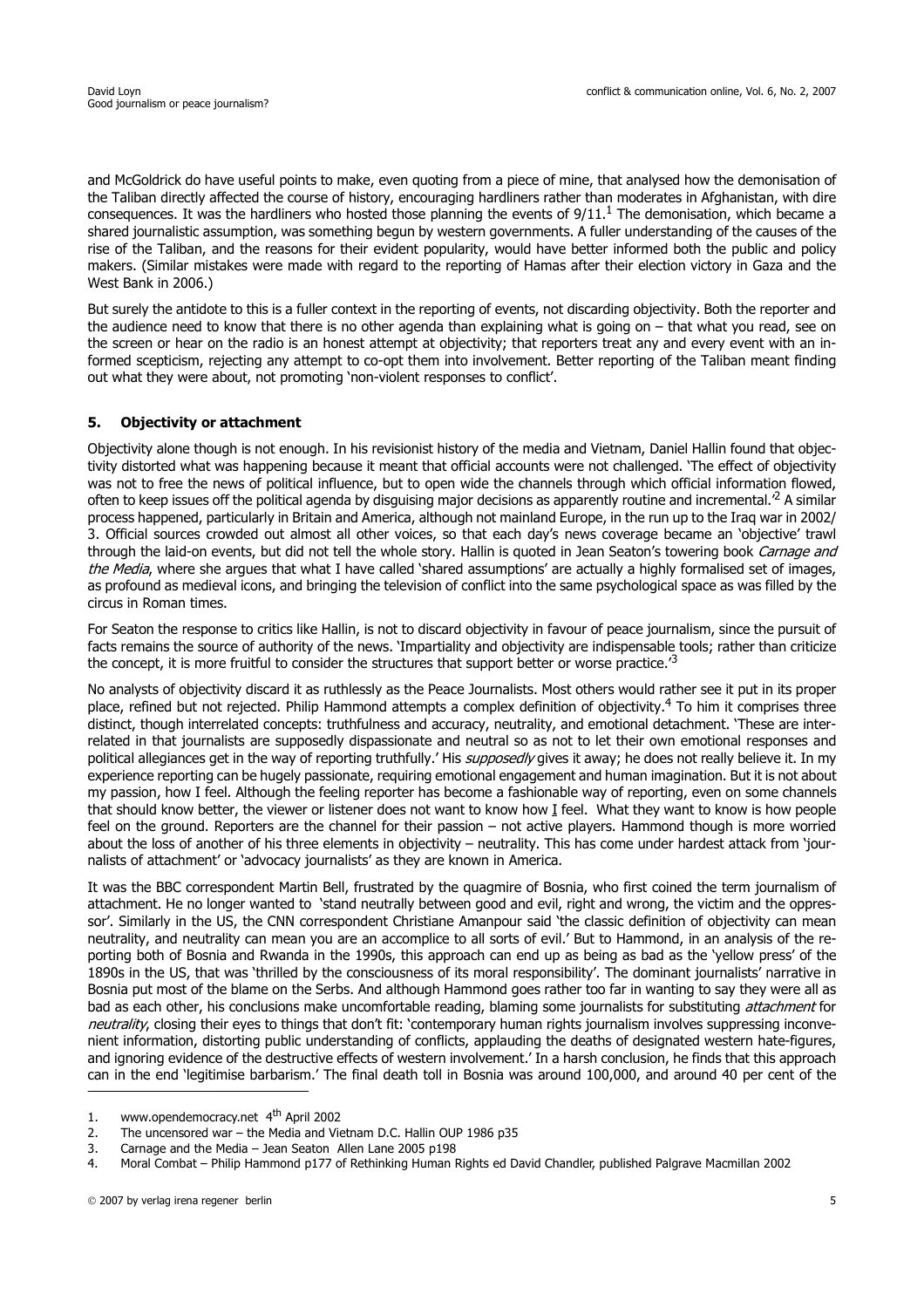and McGoldrick do have useful points to make, even quoting from a piece of mine, that analysed how the demonisation of the Taliban directly affected the course of history, encouraging hardliners rather than moderates in Afghanistan, with dire consequences. It was the hardliners who hosted those planning the events of 9/11.[1] The demonisation, which became a shared journalistic assumption, was something begun by western governments. A fuller understanding of the causes of the rise of the Taliban, and the reasons for their evident popularity, would have better informed both the public and policy makers. (Similar mistakes were made with regard to the reporting of Hamas after their election victory in Gaza and the West Bank in 2006.)

But surely the antidote to this is a fuller context in the reporting of events, not discarding objectivity. Both the reporter and the audience need to know that there is no other agenda than explaining what is going on – that what you read, see on the screen or hear on the radio is an honest attempt at objectivity; that reporters treat any and every event with an informed scepticism, rejecting any attempt to co-opt them into involvement. Better reporting of the Taliban meant finding out what they were about, not promoting 'non-violent responses to conflict'.

## 5. Objectivity or attachment

Objectivity alone though is not enough. In his revisionist history of the media and Vietnam, Daniel Hallin found that objectivity distorted what was happening because it meant that official accounts were not challenged. 'The effect of objectivity was not to free the news of political influence, but to open wide the channels through which official information flowed, often to keep issues off the political agenda by disguising major decisions as apparently routine and incremental.'[2] A similar process happened, particularly in Britain and America, although not mainland Europe, in the run up to the Iraq war in 2002/3. Official sources crowded out almost all other voices, so that each day's news coverage became an 'objective' trawl through the laid-on events, but did not tell the whole story. Hallin is quoted in Jean Seaton's towering book *Carnage and the Media*, where she argues that what I have called 'shared assumptions' are actually a highly formalised set of images, as profound as medieval icons, and bringing the television of conflict into the same psychological space as was filled by the circus in Roman times.

For Seaton the response to critics like Hallin, is not to discard objectivity in favour of peace journalism, since the pursuit of facts remains the source of authority of the news. 'Impartiality and objectivity are indispensable tools; rather than criticize the concept, it is more fruitful to consider the structures that support better or worse practice.'[3]

No analysts of objectivity discard it as ruthlessly as the Peace Journalists. Most others would rather see it put in its proper place, refined but not rejected. Philip Hammond attempts a complex definition of objectivity.[4] To him it comprises three distinct, though interrelated concepts: truthfulness and accuracy, neutrality, and emotional detachment. 'These are interrelated in that journalists are supposedly dispassionate and neutral so as not to let their own emotional responses and political allegiances get in the way of reporting truthfully.' His *supposedly* gives it away; he does not really believe it. In my experience reporting can be hugely passionate, requiring emotional engagement and human imagination. But it is not about my passion, how I feel. Although the feeling reporter has become a fashionable way of reporting, even on some channels that should know better, the viewer or listener does not want to know how I feel. What they want to know is how people feel on the ground. Reporters are the channel for their passion – not active players. Hammond though is more worried about the loss of another of his three elements in objectivity – neutrality. This has come under hardest attack from 'journalists of attachment' or 'advocacy journalists' as they are known in America.

It was the BBC correspondent Martin Bell, frustrated by the quagmire of Bosnia, who first coined the term journalism of attachment. He no longer wanted to 'stand neutrally between good and evil, right and wrong, the victim and the oppressor'. Similarly in the US, the CNN correspondent Christiane Amanpour said 'the classic definition of objectivity can mean neutrality, and neutrality can mean you are an accomplice to all sorts of evil.' But to Hammond, in an analysis of the reporting both of Bosnia and Rwanda in the 1990s, this approach can end up as being as bad as the 'yellow press' of the 1890s in the US, that was 'thrilled by the consciousness of its moral responsibility'. The dominant journalists' narrative in Bosnia put most of the blame on the Serbs. And although Hammond goes rather too far in wanting to say they were all as bad as each other, his conclusions make uncomfortable reading, blaming some journalists for substituting *attachment* for *neutrality*, closing their eyes to things that don't fit: 'contemporary human rights journalism involves suppressing inconvenient information, distorting public understanding of conflicts, applauding the deaths of designated western hate-figures, and ignoring evidence of the destructive effects of western involvement.' In a harsh conclusion, he finds that this approach can in the end 'legitimise barbarism.' The final death toll in Bosnia was around 100,000, and around 40 per cent of the

---

1. www.opendemocracy.net 4th April 2002
2. The uncensored war – the Media and Vietnam D.C. Hallin OUP 1986 p35
3. Carnage and the Media – Jean Seaton Allen Lane 2005 p198
4. Moral Combat – Philip Hammond p177 of Rethinking Human Rights ed David Chandler, published Palgrave Macmillan 2002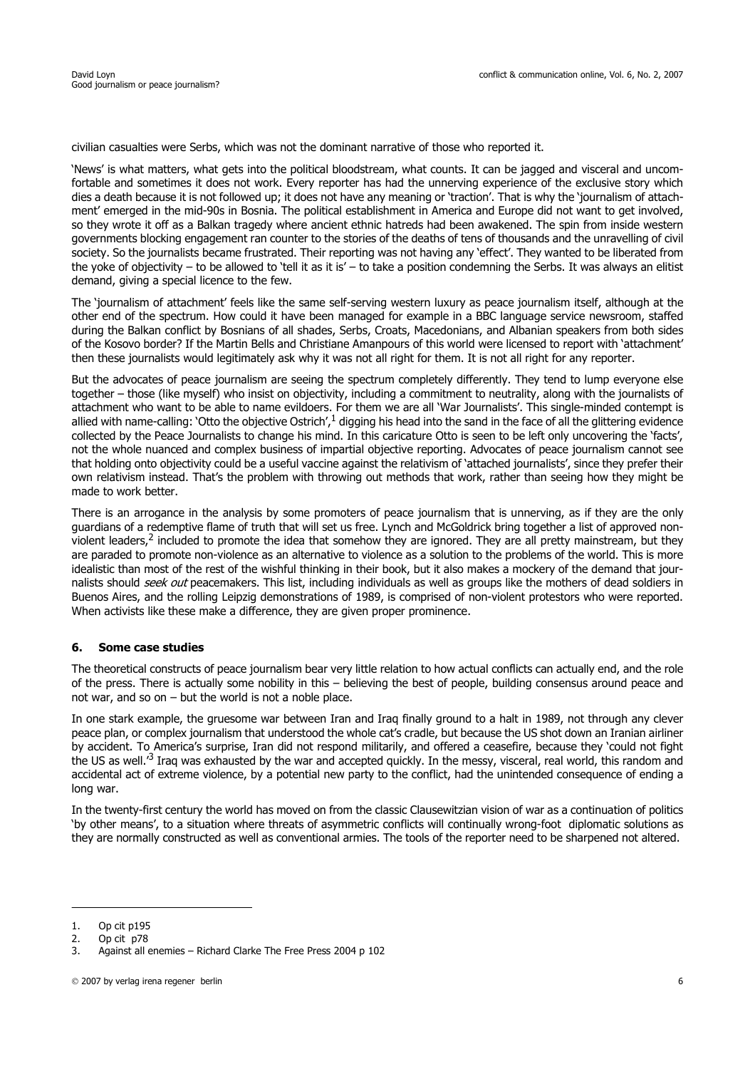civilian casualties were Serbs, which was not the dominant narrative of those who reported it.

'News' is what matters, what gets into the political bloodstream, what counts. It can be jagged and visceral and uncomfortable and sometimes it does not work. Every reporter has had the unnerving experience of the exclusive story which dies a death because it is not followed up; it does not have any meaning or 'traction'. That is why the 'journalism of attachment' emerged in the mid-90s in Bosnia. The political establishment in America and Europe did not want to get involved, so they wrote it off as a Balkan tragedy where ancient ethnic hatreds had been awakened. The spin from inside western governments blocking engagement ran counter to the stories of the deaths of tens of thousands and the unravelling of civil society. So the journalists became frustrated. Their reporting was not having any 'effect'. They wanted to be liberated from the yoke of objectivity – to be allowed to 'tell it as it is' – to take a position condemning the Serbs. It was always an elitist demand, giving a special licence to the few.

The 'journalism of attachment' feels like the same self-serving western luxury as peace journalism itself, although at the other end of the spectrum. How could it have been managed for example in a BBC language service newsroom, staffed during the Balkan conflict by Bosnians of all shades, Serbs, Croats, Macedonians, and Albanian speakers from both sides of the Kosovo border? If the Martin Bells and Christiane Amanpours of this world were licensed to report with 'attachment' then these journalists would legitimately ask why it was not all right for them. It is not all right for any reporter.

But the advocates of peace journalism are seeing the spectrum completely differently. They tend to lump everyone else together – those (like myself) who insist on objectivity, including a commitment to neutrality, along with the journalists of attachment who want to be able to name evildoers. For them we are all 'War Journalists'. This single-minded contempt is allied with name-calling: 'Otto the objective Ostrich',[1] digging his head into the sand in the face of all the glittering evidence collected by the Peace Journalists to change his mind. In this caricature Otto is seen to be left only uncovering the 'facts', not the whole nuanced and complex business of impartial objective reporting. Advocates of peace journalism cannot see that holding onto objectivity could be a useful vaccine against the relativism of 'attached journalists', since they prefer their own relativism instead. That's the problem with throwing out methods that work, rather than seeing how they might be made to work better.

There is an arrogance in the analysis by some promoters of peace journalism that is unnerving, as if they are the only guardians of a redemptive flame of truth that will set us free. Lynch and McGoldrick bring together a list of approved non-violent leaders,[2] included to promote the idea that somehow they are ignored. They are all pretty mainstream, but they are paraded to promote non-violence as an alternative to violence as a solution to the problems of the world. This is more idealistic than most of the rest of the wishful thinking in their book, but it also makes a mockery of the demand that journalists should *seek out* peacemakers. This list, including individuals as well as groups like the mothers of dead soldiers in Buenos Aires, and the rolling Leipzig demonstrations of 1989, is comprised of non-violent protestors who were reported. When activists like these make a difference, they are given proper prominence.

## 6. Some case studies

The theoretical constructs of peace journalism bear very little relation to how actual conflicts can actually end, and the role of the press. There is actually some nobility in this – believing the best of people, building consensus around peace and not war, and so on – but the world is not a noble place.

In one stark example, the gruesome war between Iran and Iraq finally ground to a halt in 1989, not through any clever peace plan, or complex journalism that understood the whole cat's cradle, but because the US shot down an Iranian airliner by accident. To America's surprise, Iran did not respond militarily, and offered a ceasefire, because they 'could not fight the US as well.'[3] Iraq was exhausted by the war and accepted quickly. In the messy, visceral, real world, this random and accidental act of extreme violence, by a potential new party to the conflict, had the unintended consequence of ending a long war.

In the twenty-first century the world has moved on from the classic Clausewitzian vision of war as a continuation of politics 'by other means', to a situation where threats of asymmetric conflicts will continually wrong-foot diplomatic solutions as they are normally constructed as well as conventional armies. The tools of the reporter need to be sharpened not altered.

---

1. Op cit p195
2. Op cit p78
3. Against all enemies – Richard Clarke The Free Press 2004 p 102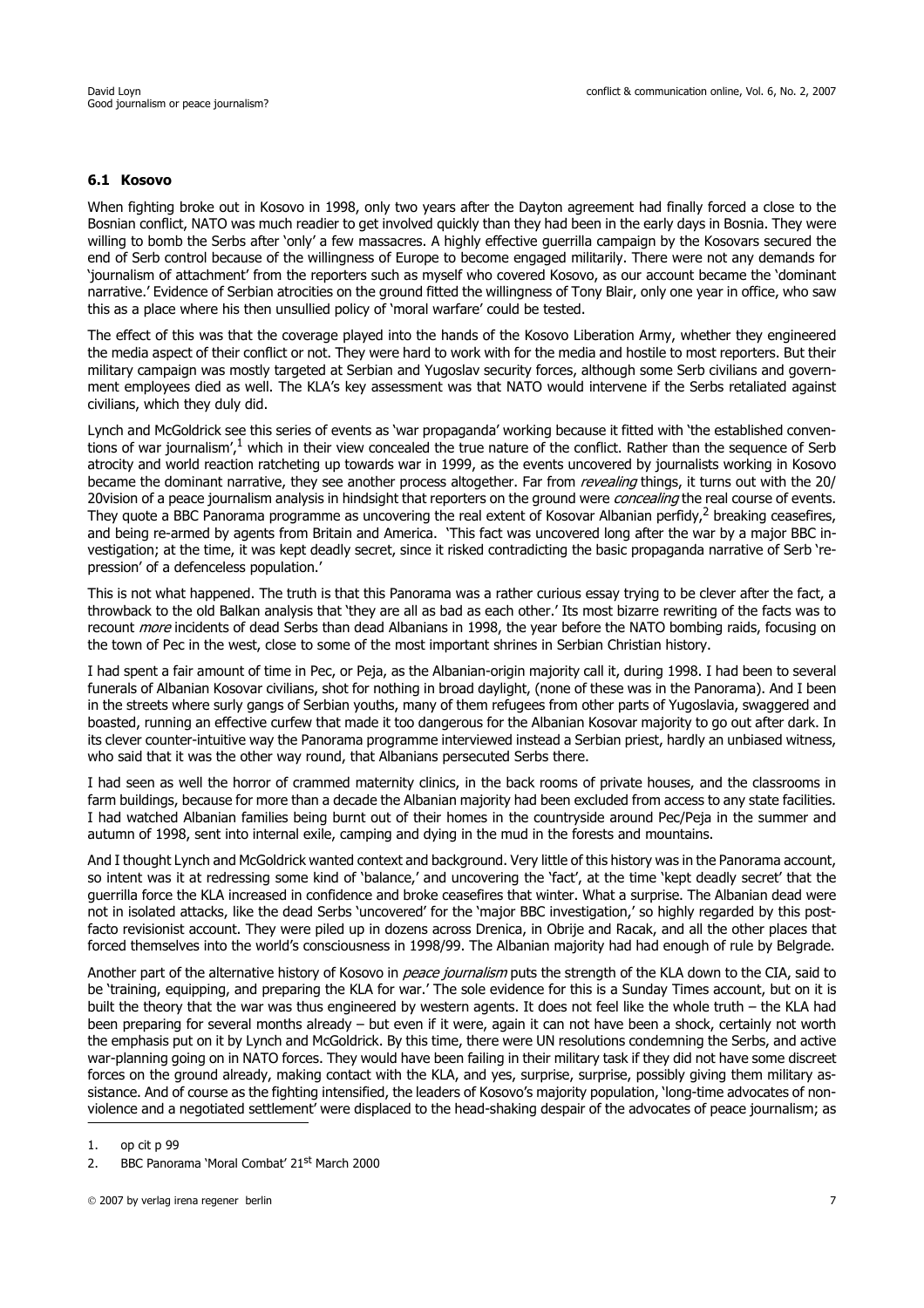### 6.1 Kosovo

When fighting broke out in Kosovo in 1998, only two years after the Dayton agreement had finally forced a close to the Bosnian conflict, NATO was much readier to get involved quickly than they had been in the early days in Bosnia. They were willing to bomb the Serbs after 'only' a few massacres. A highly effective guerrilla campaign by the Kosovars secured the end of Serb control because of the willingness of Europe to become engaged militarily. There were not any demands for 'journalism of attachment' from the reporters such as myself who covered Kosovo, as our account became the 'dominant narrative.' Evidence of Serbian atrocities on the ground fitted the willingness of Tony Blair, only one year in office, who saw this as a place where his then unsullied policy of 'moral warfare' could be tested.

The effect of this was that the coverage played into the hands of the Kosovo Liberation Army, whether they engineered the media aspect of their conflict or not. They were hard to work with for the media and hostile to most reporters. But their military campaign was mostly targeted at Serbian and Yugoslav security forces, although some Serb civilians and government employees died as well. The KLA's key assessment was that NATO would intervene if the Serbs retaliated against civilians, which they duly did.

Lynch and McGoldrick see this series of events as 'war propaganda' working because it fitted with 'the established conventions of war journalism',[1] which in their view concealed the true nature of the conflict. Rather than the sequence of Serb atrocity and world reaction ratcheting up towards war in 1999, as the events uncovered by journalists working in Kosovo became the dominant narrative, they see another process altogether. Far from *revealing* things, it turns out with the 20/20vision of a peace journalism analysis in hindsight that reporters on the ground were *concealing* the real course of events. They quote a BBC Panorama programme as uncovering the real extent of Kosovar Albanian perfidy,[2] breaking ceasefires, and being re-armed by agents from Britain and America. 'This fact was uncovered long after the war by a major BBC investigation; at the time, it was kept deadly secret, since it risked contradicting the basic propaganda narrative of Serb 'repression' of a defenceless population.'

This is not what happened. The truth is that this Panorama was a rather curious essay trying to be clever after the fact, a throwback to the old Balkan analysis that 'they are all as bad as each other.' Its most bizarre rewriting of the facts was to recount *more* incidents of dead Serbs than dead Albanians in 1998, the year before the NATO bombing raids, focusing on the town of Pec in the west, close to some of the most important shrines in Serbian Christian history.

I had spent a fair amount of time in Pec, or Peja, as the Albanian-origin majority call it, during 1998. I had been to several funerals of Albanian Kosovar civilians, shot for nothing in broad daylight, (none of these was in the Panorama). And I been in the streets where surly gangs of Serbian youths, many of them refugees from other parts of Yugoslavia, swaggered and boasted, running an effective curfew that made it too dangerous for the Albanian Kosovar majority to go out after dark. In its clever counter-intuitive way the Panorama programme interviewed instead a Serbian priest, hardly an unbiased witness, who said that it was the other way round, that Albanians persecuted Serbs there.

I had seen as well the horror of crammed maternity clinics, in the back rooms of private houses, and the classrooms in farm buildings, because for more than a decade the Albanian majority had been excluded from access to any state facilities. I had watched Albanian families being burnt out of their homes in the countryside around Pec/Peja in the summer and autumn of 1998, sent into internal exile, camping and dying in the mud in the forests and mountains.

And I thought Lynch and McGoldrick wanted context and background. Very little of this history was in the Panorama account, so intent was it at redressing some kind of 'balance,' and uncovering the 'fact', at the time 'kept deadly secret' that the guerrilla force the KLA increased in confidence and broke ceasefires that winter. What a surprise. The Albanian dead were not in isolated attacks, like the dead Serbs 'uncovered' for the 'major BBC investigation,' so highly regarded by this post-facto revisionist account. They were piled up in dozens across Drenica, in Obrije and Racak, and all the other places that forced themselves into the world's consciousness in 1998/99. The Albanian majority had had enough of rule by Belgrade.

Another part of the alternative history of Kosovo in *peace journalism* puts the strength of the KLA down to the CIA, said to be 'training, equipping, and preparing the KLA for war.' The sole evidence for this is a Sunday Times account, but on it is built the theory that the war was thus engineered by western agents. It does not feel like the whole truth – the KLA had been preparing for several months already – but even if it were, again it can not have been a shock, certainly not worth the emphasis put on it by Lynch and McGoldrick. By this time, there were UN resolutions condemning the Serbs, and active war-planning going on in NATO forces. They would have been failing in their military task if they did not have some discreet forces on the ground already, making contact with the KLA, and yes, surprise, surprise, possibly giving them military assistance. And of course as the fighting intensified, the leaders of Kosovo's majority population, 'long-time advocates of non-violence and a negotiated settlement' were displaced to the head-shaking despair of the advocates of peace journalism; as

1. op cit p 99
2. BBC Panorama 'Moral Combat' 21st March 2000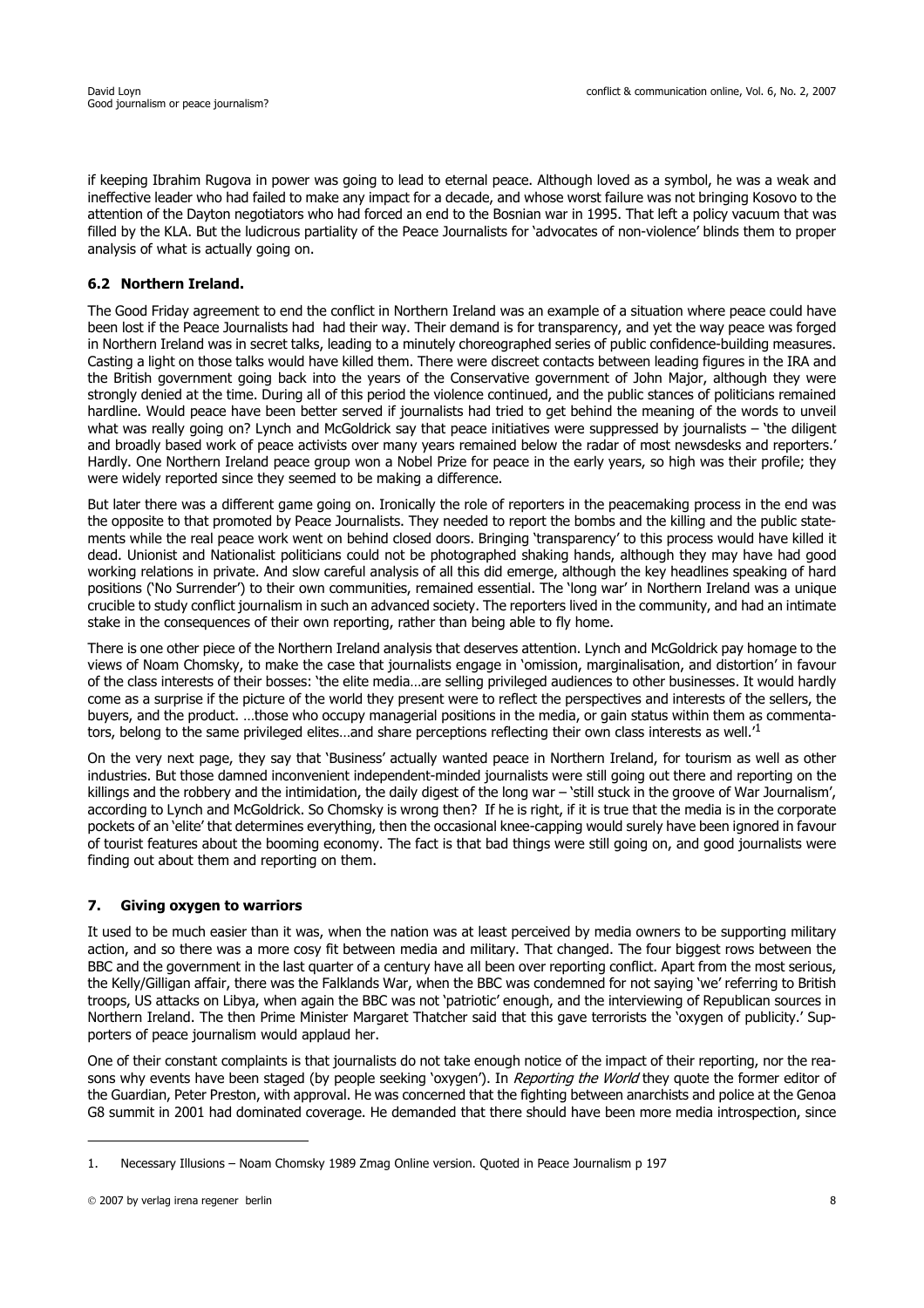if keeping Ibrahim Rugova in power was going to lead to eternal peace. Although loved as a symbol, he was a weak and ineffective leader who had failed to make any impact for a decade, and whose worst failure was not bringing Kosovo to the attention of the Dayton negotiators who had forced an end to the Bosnian war in 1995. That left a policy vacuum that was filled by the KLA. But the ludicrous partiality of the Peace Journalists for 'advocates of non-violence' blinds them to proper analysis of what is actually going on.

### 6.2 Northern Ireland.

The Good Friday agreement to end the conflict in Northern Ireland was an example of a situation where peace could have been lost if the Peace Journalists had had their way. Their demand is for transparency, and yet the way peace was forged in Northern Ireland was in secret talks, leading to a minutely choreographed series of public confidence-building measures. Casting a light on those talks would have killed them. There were discreet contacts between leading figures in the IRA and the British government going back into the years of the Conservative government of John Major, although they were strongly denied at the time. During all of this period the violence continued, and the public stances of politicians remained hardline. Would peace have been better served if journalists had tried to get behind the meaning of the words to unveil what was really going on? Lynch and McGoldrick say that peace initiatives were suppressed by journalists – 'the diligent and broadly based work of peace activists over many years remained below the radar of most newsdesks and reporters.' Hardly. One Northern Ireland peace group won a Nobel Prize for peace in the early years, so high was their profile; they were widely reported since they seemed to be making a difference.

But later there was a different game going on. Ironically the role of reporters in the peacemaking process in the end was the opposite to that promoted by Peace Journalists. They needed to report the bombs and the killing and the public statements while the real peace work went on behind closed doors. Bringing 'transparency' to this process would have killed it dead. Unionist and Nationalist politicians could not be photographed shaking hands, although they may have had good working relations in private. And slow careful analysis of all this did emerge, although the key headlines speaking of hard positions ('No Surrender') to their own communities, remained essential. The 'long war' in Northern Ireland was a unique crucible to study conflict journalism in such an advanced society. The reporters lived in the community, and had an intimate stake in the consequences of their own reporting, rather than being able to fly home.

There is one other piece of the Northern Ireland analysis that deserves attention. Lynch and McGoldrick pay homage to the views of Noam Chomsky, to make the case that journalists engage in 'omission, marginalisation, and distortion' in favour of the class interests of their bosses: 'the elite media…are selling privileged audiences to other businesses. It would hardly come as a surprise if the picture of the world they present were to reflect the perspectives and interests of the sellers, the buyers, and the product. …those who occupy managerial positions in the media, or gain status within them as commentators, belong to the same privileged elites…and share perceptions reflecting their own class interests as well.'[1]

On the very next page, they say that 'Business' actually wanted peace in Northern Ireland, for tourism as well as other industries. But those damned inconvenient independent-minded journalists were still going out there and reporting on the killings and the robbery and the intimidation, the daily digest of the long war – 'still stuck in the groove of War Journalism', according to Lynch and McGoldrick. So Chomsky is wrong then? If he is right, if it is true that the media is in the corporate pockets of an 'elite' that determines everything, then the occasional knee-capping would surely have been ignored in favour of tourist features about the booming economy. The fact is that bad things were still going on, and good journalists were finding out about them and reporting on them.

## 7. Giving oxygen to warriors

It used to be much easier than it was, when the nation was at least perceived by media owners to be supporting military action, and so there was a more cosy fit between media and military. That changed. The four biggest rows between the BBC and the government in the last quarter of a century have all been over reporting conflict. Apart from the most serious, the Kelly/Gilligan affair, there was the Falklands War, when the BBC was condemned for not saying 'we' referring to British troops, US attacks on Libya, when again the BBC was not 'patriotic' enough, and the interviewing of Republican sources in Northern Ireland. The then Prime Minister Margaret Thatcher said that this gave terrorists the 'oxygen of publicity.' Supporters of peace journalism would applaud her.

One of their constant complaints is that journalists do not take enough notice of the impact of their reporting, nor the reasons why events have been staged (by people seeking 'oxygen'). In *Reporting the World* they quote the former editor of the Guardian, Peter Preston, with approval. He was concerned that the fighting between anarchists and police at the Genoa G8 summit in 2001 had dominated coverage. He demanded that there should have been more media introspection, since

---

1. Necessary Illusions – Noam Chomsky 1989 Zmag Online version. Quoted in Peace Journalism p 197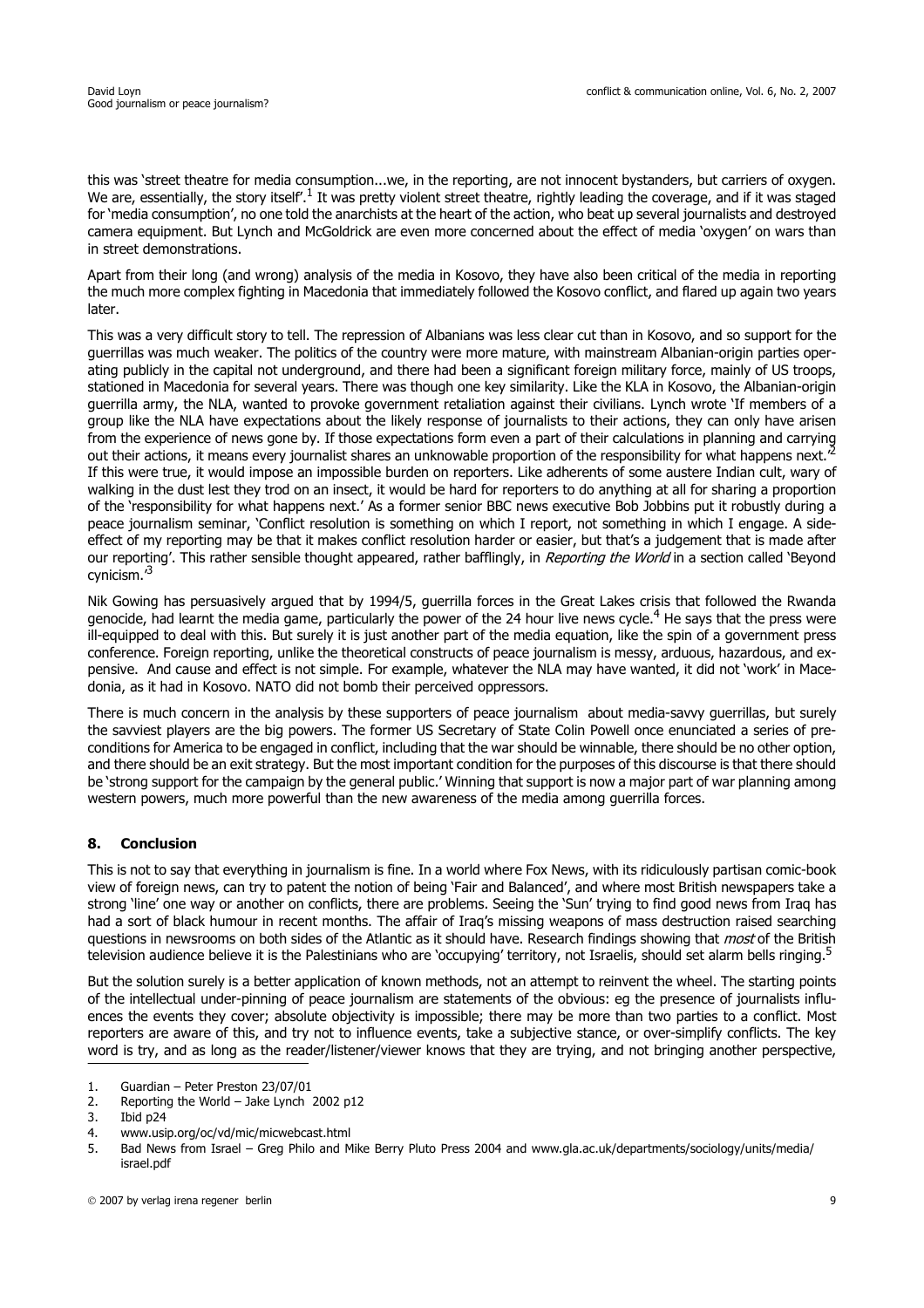this was 'street theatre for media consumption...we, in the reporting, are not innocent bystanders, but carriers of oxygen. We are, essentially, the story itself'.[1] It was pretty violent street theatre, rightly leading the coverage, and if it was staged for 'media consumption', no one told the anarchists at the heart of the action, who beat up several journalists and destroyed camera equipment. But Lynch and McGoldrick are even more concerned about the effect of media 'oxygen' on wars than in street demonstrations.

Apart from their long (and wrong) analysis of the media in Kosovo, they have also been critical of the media in reporting the much more complex fighting in Macedonia that immediately followed the Kosovo conflict, and flared up again two years later.

This was a very difficult story to tell. The repression of Albanians was less clear cut than in Kosovo, and so support for the guerrillas was much weaker. The politics of the country were more mature, with mainstream Albanian-origin parties operating publicly in the capital not underground, and there had been a significant foreign military force, mainly of US troops, stationed in Macedonia for several years. There was though one key similarity. Like the KLA in Kosovo, the Albanian-origin guerrilla army, the NLA, wanted to provoke government retaliation against their civilians. Lynch wrote 'If members of a group like the NLA have expectations about the likely response of journalists to their actions, they can only have arisen from the experience of news gone by. If those expectations form even a part of their calculations in planning and carrying out their actions, it means every journalist shares an unknowable proportion of the responsibility for what happens next.'[2] If this were true, it would impose an impossible burden on reporters. Like adherents of some austere Indian cult, wary of walking in the dust lest they trod on an insect, it would be hard for reporters to do anything at all for sharing a proportion of the 'responsibility for what happens next.' As a former senior BBC news executive Bob Jobbins put it robustly during a peace journalism seminar, 'Conflict resolution is something on which I report, not something in which I engage. A side-effect of my reporting may be that it makes conflict resolution harder or easier, but that's a judgement that is made after our reporting'. This rather sensible thought appeared, rather bafflingly, in *Reporting the World* in a section called 'Beyond cynicism.'[3]

Nik Gowing has persuasively argued that by 1994/5, guerrilla forces in the Great Lakes crisis that followed the Rwanda genocide, had learnt the media game, particularly the power of the 24 hour live news cycle.[4] He says that the press were ill-equipped to deal with this. But surely it is just another part of the media equation, like the spin of a government press conference. Foreign reporting, unlike the theoretical constructs of peace journalism is messy, arduous, hazardous, and expensive. And cause and effect is not simple. For example, whatever the NLA may have wanted, it did not 'work' in Macedonia, as it had in Kosovo. NATO did not bomb their perceived oppressors.

There is much concern in the analysis by these supporters of peace journalism about media-savvy guerrillas, but surely the savviest players are the big powers. The former US Secretary of State Colin Powell once enunciated a series of preconditions for America to be engaged in conflict, including that the war should be winnable, there should be no other option, and there should be an exit strategy. But the most important condition for the purposes of this discourse is that there should be 'strong support for the campaign by the general public.' Winning that support is now a major part of war planning among western powers, much more powerful than the new awareness of the media among guerrilla forces.

## 8. Conclusion

This is not to say that everything in journalism is fine. In a world where Fox News, with its ridiculously partisan comic-book view of foreign news, can try to patent the notion of being 'Fair and Balanced', and where most British newspapers take a strong 'line' one way or another on conflicts, there are problems. Seeing the 'Sun' trying to find good news from Iraq has had a sort of black humour in recent months. The affair of Iraq's missing weapons of mass destruction raised searching questions in newsrooms on both sides of the Atlantic as it should have. Research findings showing that *most* of the British television audience believe it is the Palestinians who are 'occupying' territory, not Israelis, should set alarm bells ringing.[5]

But the solution surely is a better application of known methods, not an attempt to reinvent the wheel. The starting points of the intellectual under-pinning of peace journalism are statements of the obvious: eg the presence of journalists influences the events they cover; absolute objectivity is impossible; there may be more than two parties to a conflict. Most reporters are aware of this, and try not to influence events, take a subjective stance, or over-simplify conflicts. The key word is try, and as long as the reader/listener/viewer knows that they are trying, and not bringing another perspective,

---

1. Guardian – Peter Preston 23/07/01
2. Reporting the World – Jake Lynch 2002 p12
3. Ibid p24
4. www.usip.org/oc/vd/mic/micwebcast.html
5. Bad News from Israel – Greg Philo and Mike Berry Pluto Press 2004 and www.gla.ac.uk/departments/sociology/units/media/israel.pdf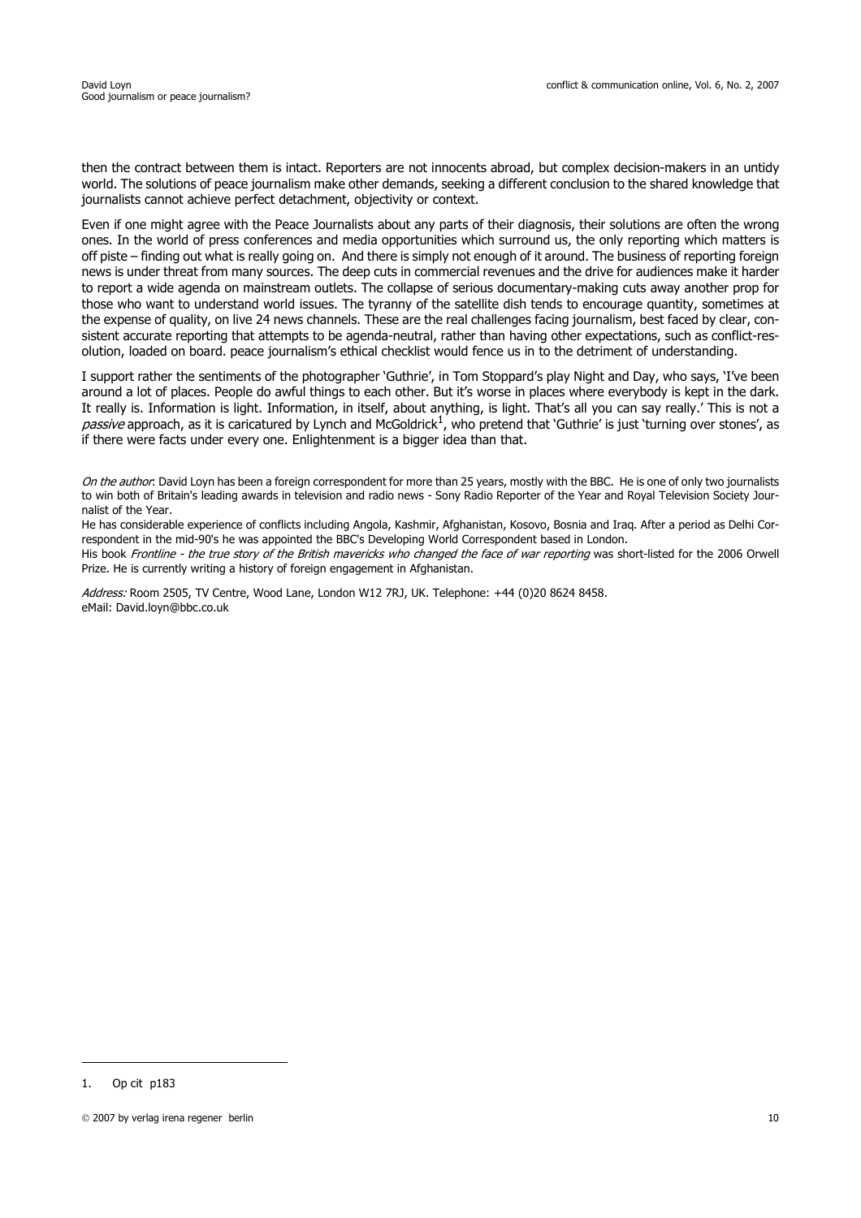then the contract between them is intact. Reporters are not innocents abroad, but complex decision-makers in an untidy world. The solutions of peace journalism make other demands, seeking a different conclusion to the shared knowledge that journalists cannot achieve perfect detachment, objectivity or context.

Even if one might agree with the Peace Journalists about any parts of their diagnosis, their solutions are often the wrong ones. In the world of press conferences and media opportunities which surround us, the only reporting which matters is off piste – finding out what is really going on. And there is simply not enough of it around. The business of reporting foreign news is under threat from many sources. The deep cuts in commercial revenues and the drive for audiences make it harder to report a wide agenda on mainstream outlets. The collapse of serious documentary-making cuts away another prop for those who want to understand world issues. The tyranny of the satellite dish tends to encourage quantity, sometimes at the expense of quality, on live 24 news channels. These are the real challenges facing journalism, best faced by clear, consistent accurate reporting that attempts to be agenda-neutral, rather than having other expectations, such as conflict-resolution, loaded on board. peace journalism's ethical checklist would fence us in to the detriment of understanding.

I support rather the sentiments of the photographer 'Guthrie', in Tom Stoppard's play Night and Day, who says, 'I've been around a lot of places. People do awful things to each other. But it's worse in places where everybody is kept in the dark. It really is. Information is light. Information, in itself, about anything, is light. That's all you can say really.' This is not a *passive* approach, as it is caricatured by Lynch and McGoldrick[1], who pretend that 'Guthrie' is just 'turning over stones', as if there were facts under every one. Enlightenment is a bigger idea than that.

*On the author*: David Loyn has been a foreign correspondent for more than 25 years, mostly with the BBC. He is one of only two journalists to win both of Britain's leading awards in television and radio news - Sony Radio Reporter of the Year and Royal Television Society Journalist of the Year.

He has considerable experience of conflicts including Angola, Kashmir, Afghanistan, Kosovo, Bosnia and Iraq. After a period as Delhi Correspondent in the mid-90's he was appointed the BBC's Developing World Correspondent based in London.

His book *Frontline - the true story of the British mavericks who changed the face of war reporting* was short-listed for the 2006 Orwell Prize. He is currently writing a history of foreign engagement in Afghanistan.

*Address:* Room 2505, TV Centre, Wood Lane, London W12 7RJ, UK. Telephone: +44 (0)20 8624 8458.
eMail: David.loyn@bbc.co.uk

---

1. Op cit p183